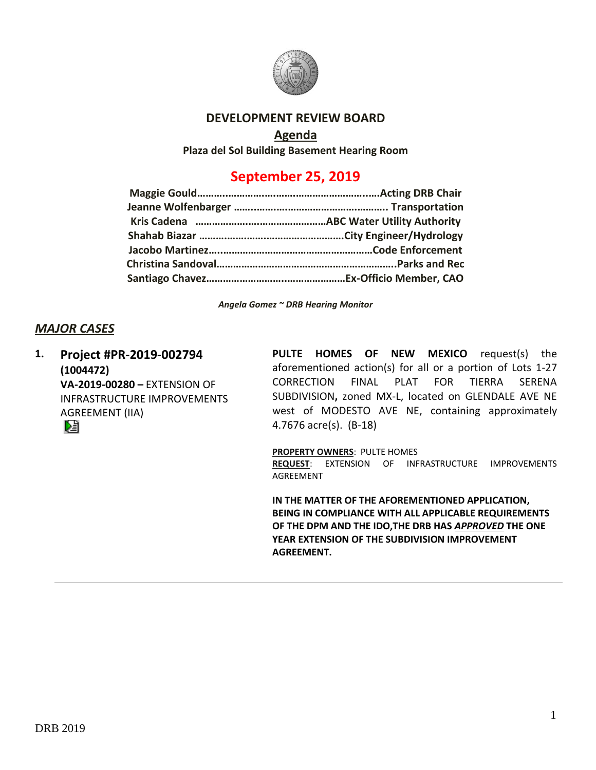# DEVELOPMENT REVIEW BOARD

## Agenda

**Plaza del Sol Building Basement Hearing Room**

## September 25, 2019

**Maggie Gould……………………………………………………….Acting DRB Chair**
**Jeanne Wolfenbarger ………………………………………………. Transportation**
**Kris Cadena ………………………………………ABC Water Utility Authority**
**Shahab Biazar ……………………………………………City Engineer/Hydrology**
**Jacobo Martinez……………………………………………………Code Enforcement**
**Christina Sandoval…………………………………………………………..Parks and Rec**
**Santiago Chavez…………………………………………………Ex-Officio Member, CAO**

*Angela Gomez ~ DRB Hearing Monitor*

## *MAJOR CASES*

**1. Project #PR-2019-002794 (1004472)**
**VA-2019-00280 –** EXTENSION OF INFRASTRUCTURE IMPROVEMENTS AGREEMENT (IIA)

**PULTE HOMES OF NEW MEXICO** request(s) the aforementioned action(s) for all or a portion of Lots 1-27 CORRECTION FINAL PLAT FOR TIERRA SERENA SUBDIVISION**,** zoned MX-L, located on GLENDALE AVE NE west of MODESTO AVE NE, containing approximately 4.7676 acre(s). (B-18)

**PROPERTY OWNERS**: PULTE HOMES
**REQUEST**: EXTENSION OF INFRASTRUCTURE IMPROVEMENTS AGREEMENT

**IN THE MATTER OF THE AFOREMENTIONED APPLICATION, BEING IN COMPLIANCE WITH ALL APPLICABLE REQUIREMENTS OF THE DPM AND THE IDO,THE DRB HAS *APPROVED* THE ONE YEAR EXTENSION OF THE SUBDIVISION IMPROVEMENT AGREEMENT.**

---

DRB 2019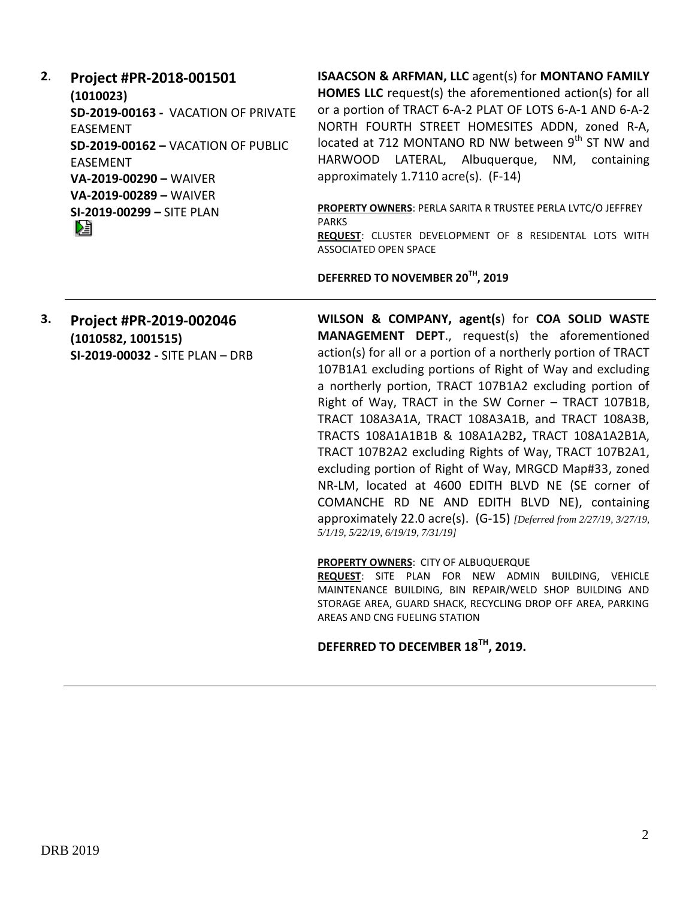**2**. **Project #PR-2018-001501**
**(1010023)**
**SD-2019-00163 -** VACATION OF PRIVATE EASEMENT
**SD-2019-00162 –** VACATION OF PUBLIC EASEMENT
**VA-2019-00290 –** WAIVER
**VA-2019-00289 –** WAIVER
**SI-2019-00299 –** SITE PLAN

**ISAACSON & ARFMAN, LLC** agent(s) for **MONTANO FAMILY HOMES LLC** request(s) the aforementioned action(s) for all or a portion of TRACT 6-A-2 PLAT OF LOTS 6-A-1 AND 6-A-2 NORTH FOURTH STREET HOMESITES ADDN, zoned R-A, located at 712 MONTANO RD NW between 9th ST NW and HARWOOD LATERAL, Albuquerque, NM, containing approximately 1.7110 acre(s). (F-14)

**PROPERTY OWNERS**: PERLA SARITA R TRUSTEE PERLA LVTC/O JEFFREY PARKS
**REQUEST**: CLUSTER DEVELOPMENT OF 8 RESIDENTAL LOTS WITH ASSOCIATED OPEN SPACE

**DEFERRED TO NOVEMBER 20TH, 2019**

---

**3. Project #PR-2019-002046**
**(1010582, 1001515)**
**SI-2019-00032 -** SITE PLAN – DRB

**WILSON & COMPANY, agent(s**) for **COA SOLID WASTE MANAGEMENT DEPT**., request(s) the aforementioned action(s) for all or a portion of a northerly portion of TRACT 107B1A1 excluding portions of Right of Way and excluding a northerly portion, TRACT 107B1A2 excluding portion of Right of Way, TRACT in the SW Corner – TRACT 107B1B, TRACT 108A3A1A, TRACT 108A3A1B, and TRACT 108A3B, TRACTS 108A1A1B1B & 108A1A2B2**,** TRACT 108A1A2B1A, TRACT 107B2A2 excluding Rights of Way, TRACT 107B2A1, excluding portion of Right of Way, MRGCD Map#33, zoned NR-LM, located at 4600 EDITH BLVD NE (SE corner of COMANCHE RD NE AND EDITH BLVD NE), containing approximately 22.0 acre(s). (G-15) *[Deferred from 2/27/19, 3/27/19, 5/1/19, 5/22/19, 6/19/19, 7/31/19]*

**PROPERTY OWNERS**: CITY OF ALBUQUERQUE
**REQUEST**: SITE PLAN FOR NEW ADMIN BUILDING, VEHICLE MAINTENANCE BUILDING, BIN REPAIR/WELD SHOP BUILDING AND STORAGE AREA, GUARD SHACK, RECYCLING DROP OFF AREA, PARKING AREAS AND CNG FUELING STATION

**DEFERRED TO DECEMBER 18TH, 2019.**

---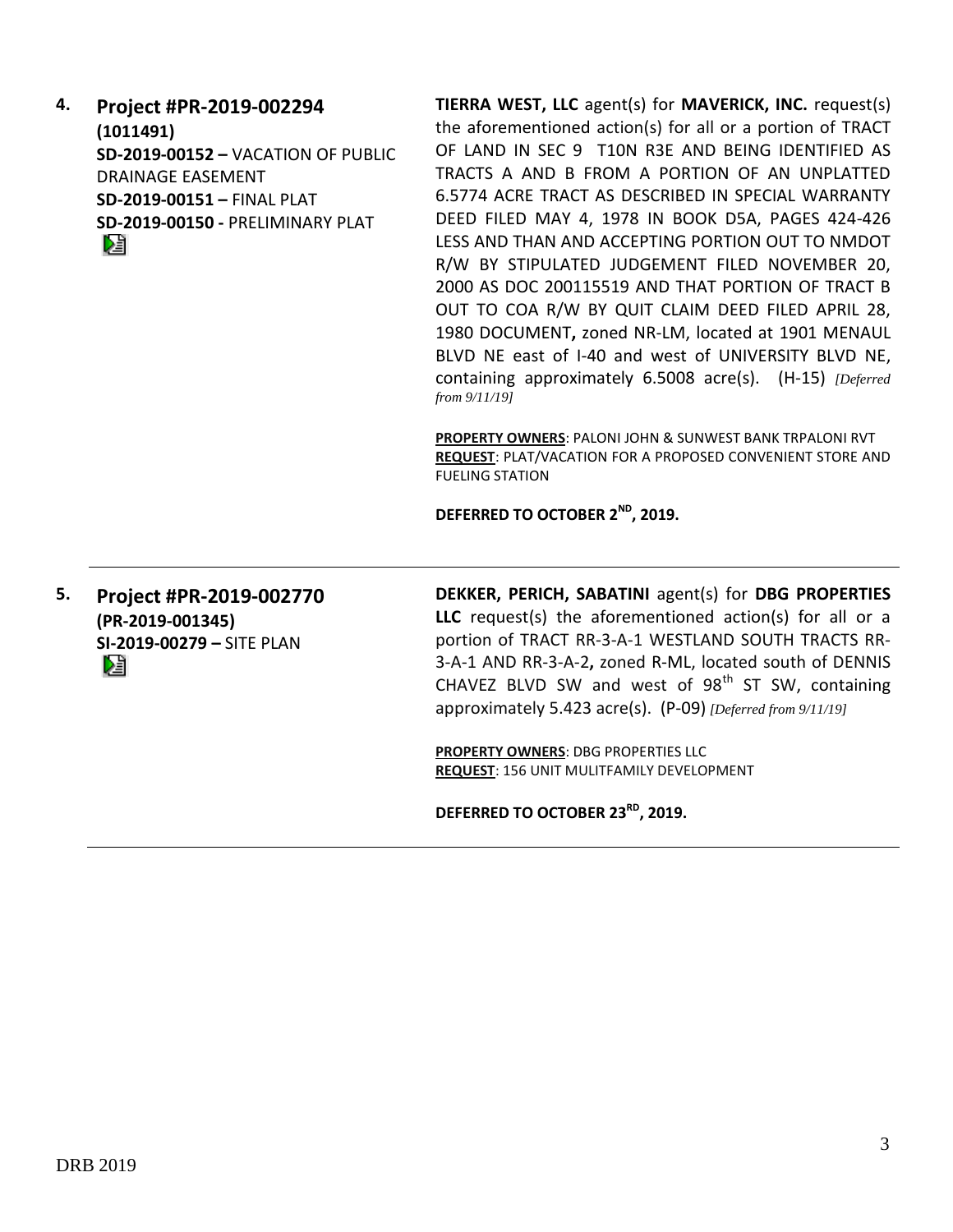**4. Project #PR-2019-002294**
**(1011491)**
**SD-2019-00152 –** VACATION OF PUBLIC DRAINAGE EASEMENT
**SD-2019-00151 –** FINAL PLAT
**SD-2019-00150 -** PRELIMINARY PLAT

**TIERRA WEST, LLC** agent(s) for **MAVERICK, INC.** request(s) the aforementioned action(s) for all or a portion of TRACT OF LAND IN SEC 9 T10N R3E AND BEING IDENTIFIED AS TRACTS A AND B FROM A PORTION OF AN UNPLATTED 6.5774 ACRE TRACT AS DESCRIBED IN SPECIAL WARRANTY DEED FILED MAY 4, 1978 IN BOOK D5A, PAGES 424-426 LESS AND THAN AND ACCEPTING PORTION OUT TO NMDOT R/W BY STIPULATED JUDGEMENT FILED NOVEMBER 20, 2000 AS DOC 200115519 AND THAT PORTION OF TRACT B OUT TO COA R/W BY QUIT CLAIM DEED FILED APRIL 28, 1980 DOCUMENT**,** zoned NR-LM, located at 1901 MENAUL BLVD NE east of I-40 and west of UNIVERSITY BLVD NE, containing approximately 6.5008 acre(s). (H-15) *[Deferred from 9/11/19]*

**PROPERTY OWNERS**: PALONI JOHN & SUNWEST BANK TRPALONI RVT
**REQUEST**: PLAT/VACATION FOR A PROPOSED CONVENIENT STORE AND FUELING STATION

**DEFERRED TO OCTOBER 2ND, 2019.**

---

**5. Project #PR-2019-002770**
**(PR-2019-001345)**
**SI-2019-00279 –** SITE PLAN

**DEKKER, PERICH, SABATINI** agent(s) for **DBG PROPERTIES LLC** request(s) the aforementioned action(s) for all or a portion of TRACT RR-3-A-1 WESTLAND SOUTH TRACTS RR-3-A-1 AND RR-3-A-2**,** zoned R-ML, located south of DENNIS CHAVEZ BLVD SW and west of 98th ST SW, containing approximately 5.423 acre(s). (P-09) *[Deferred from 9/11/19]*

**PROPERTY OWNERS**: DBG PROPERTIES LLC
**REQUEST**: 156 UNIT MULITFAMILY DEVELOPMENT

**DEFERRED TO OCTOBER 23RD, 2019.**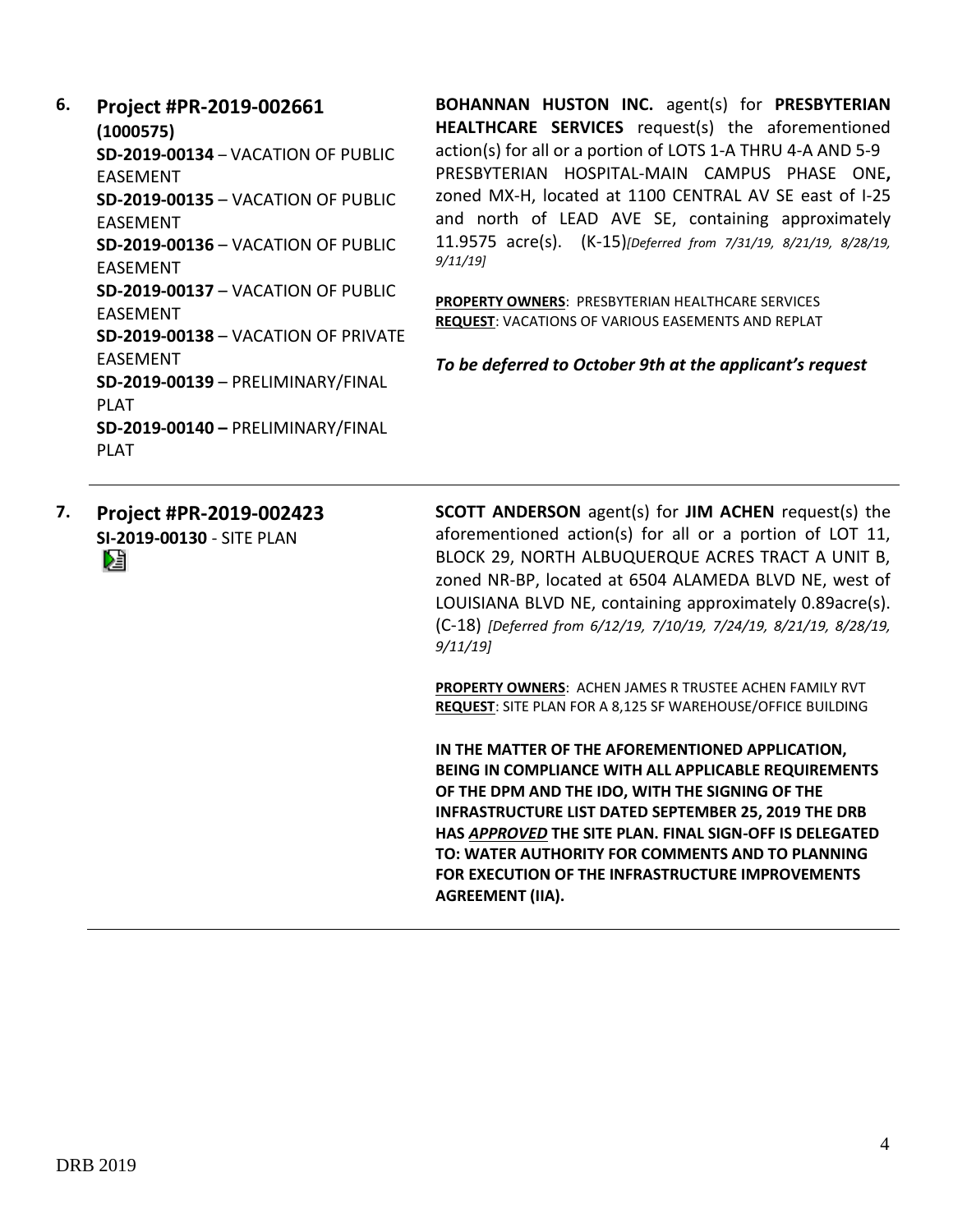**6. Project #PR-2019-002661**
**(1000575)**
**SD-2019-00134** – VACATION OF PUBLIC EASEMENT
**SD-2019-00135** – VACATION OF PUBLIC EASEMENT
**SD-2019-00136** – VACATION OF PUBLIC EASEMENT
**SD-2019-00137** – VACATION OF PUBLIC EASEMENT
**SD-2019-00138** – VACATION OF PRIVATE EASEMENT
**SD-2019-00139** – PRELIMINARY/FINAL PLAT
**SD-2019-00140 –** PRELIMINARY/FINAL PLAT

**BOHANNAN HUSTON INC.** agent(s) for **PRESBYTERIAN HEALTHCARE SERVICES** request(s) the aforementioned action(s) for all or a portion of LOTS 1-A THRU 4-A AND 5-9 PRESBYTERIAN HOSPITAL-MAIN CAMPUS PHASE ONE**,** zoned MX-H, located at 1100 CENTRAL AV SE east of I-25 and north of LEAD AVE SE, containing approximately 11.9575 acre(s). (K-15)*[Deferred from 7/31/19, 8/21/19, 8/28/19, 9/11/19]*

**PROPERTY OWNERS**: PRESBYTERIAN HEALTHCARE SERVICES
**REQUEST**: VACATIONS OF VARIOUS EASEMENTS AND REPLAT

***To be deferred to October 9th at the applicant's request***

---

**7. Project #PR-2019-002423**
**SI-2019-00130** - SITE PLAN

**SCOTT ANDERSON** agent(s) for **JIM ACHEN** request(s) the aforementioned action(s) for all or a portion of LOT 11, BLOCK 29, NORTH ALBUQUERQUE ACRES TRACT A UNIT B, zoned NR-BP, located at 6504 ALAMEDA BLVD NE, west of LOUISIANA BLVD NE, containing approximately 0.89acre(s). (C-18) *[Deferred from 6/12/19, 7/10/19, 7/24/19, 8/21/19, 8/28/19, 9/11/19]*

**PROPERTY OWNERS**: ACHEN JAMES R TRUSTEE ACHEN FAMILY RVT
**REQUEST**: SITE PLAN FOR A 8,125 SF WAREHOUSE/OFFICE BUILDING

**IN THE MATTER OF THE AFOREMENTIONED APPLICATION, BEING IN COMPLIANCE WITH ALL APPLICABLE REQUIREMENTS OF THE DPM AND THE IDO, WITH THE SIGNING OF THE INFRASTRUCTURE LIST DATED SEPTEMBER 25, 2019 THE DRB HAS *APPROVED* THE SITE PLAN. FINAL SIGN-OFF IS DELEGATED TO: WATER AUTHORITY FOR COMMENTS AND TO PLANNING FOR EXECUTION OF THE INFRASTRUCTURE IMPROVEMENTS AGREEMENT (IIA).**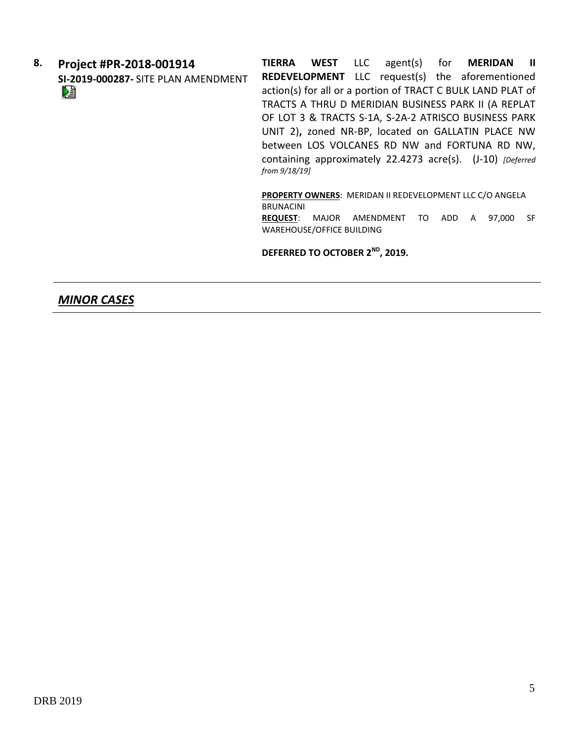8. **Project #PR-2018-001914**
**SI-2019-000287-** SITE PLAN AMENDMENT

**TIERRA WEST** LLC agent(s) for **MERIDAN II REDEVELOPMENT** LLC request(s) the aforementioned action(s) for all or a portion of TRACT C BULK LAND PLAT of TRACTS A THRU D MERIDIAN BUSINESS PARK II (A REPLAT OF LOT 3 & TRACTS S-1A, S-2A-2 ATRISCO BUSINESS PARK UNIT 2)**,** zoned NR-BP, located on GALLATIN PLACE NW between LOS VOLCANES RD NW and FORTUNA RD NW, containing approximately 22.4273 acre(s). (J-10) *[Deferred from 9/18/19]*

**PROPERTY OWNERS**: MERIDAN II REDEVELOPMENT LLC C/O ANGELA BRUNACINI
**REQUEST**: MAJOR AMENDMENT TO ADD A 97,000 SF WAREHOUSE/OFFICE BUILDING

**DEFERRED TO OCTOBER 2ND, 2019.**

---

## ***MINOR CASES***

---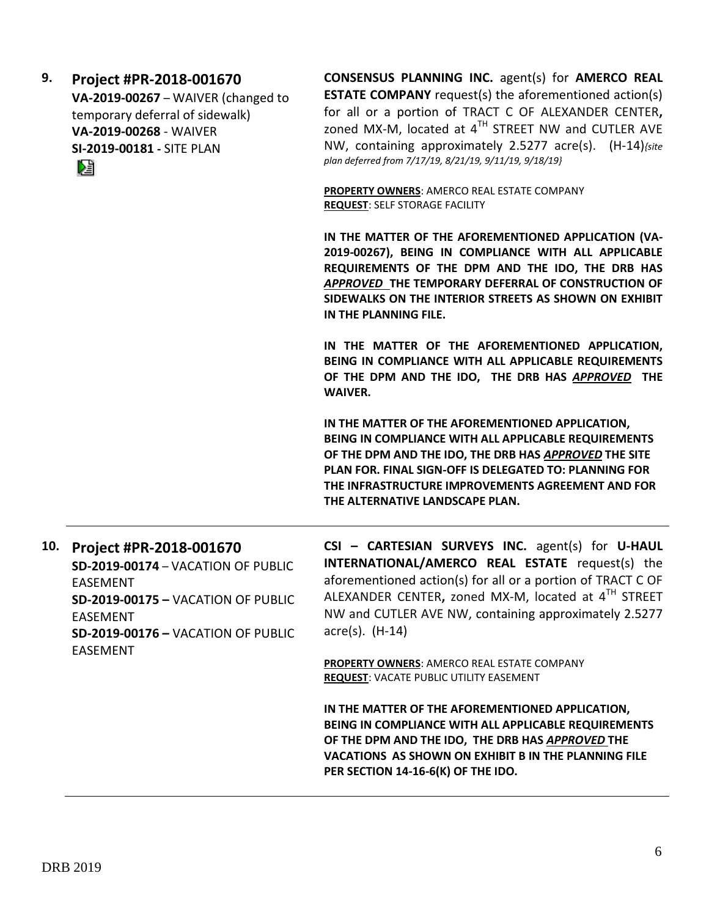**9. Project #PR-2018-001670**

**VA-2019-00267** – WAIVER (changed to temporary deferral of sidewalk)
**VA-2019-00268** - WAIVER
**SI-2019-00181 -** SITE PLAN

**CONSENSUS PLANNING INC.** agent(s) for **AMERCO REAL ESTATE COMPANY** request(s) the aforementioned action(s) for all or a portion of TRACT C OF ALEXANDER CENTER**,** zoned MX-M, located at 4$^{TH}$ STREET NW and CUTLER AVE NW, containing approximately 2.5277 acre(s). (H-14)*{site plan deferred from 7/17/19, 8/21/19, 9/11/19, 9/18/19}*

**PROPERTY OWNERS**: AMERCO REAL ESTATE COMPANY
**REQUEST**: SELF STORAGE FACILITY

**IN THE MATTER OF THE AFOREMENTIONED APPLICATION (VA-2019-00267), BEING IN COMPLIANCE WITH ALL APPLICABLE REQUIREMENTS OF THE DPM AND THE IDO, THE DRB HAS *APPROVED* THE TEMPORARY DEFERRAL OF CONSTRUCTION OF SIDEWALKS ON THE INTERIOR STREETS AS SHOWN ON EXHIBIT IN THE PLANNING FILE.**

**IN THE MATTER OF THE AFOREMENTIONED APPLICATION, BEING IN COMPLIANCE WITH ALL APPLICABLE REQUIREMENTS OF THE DPM AND THE IDO, THE DRB HAS *APPROVED* THE WAIVER.**

**IN THE MATTER OF THE AFOREMENTIONED APPLICATION, BEING IN COMPLIANCE WITH ALL APPLICABLE REQUIREMENTS OF THE DPM AND THE IDO, THE DRB HAS *APPROVED* THE SITE PLAN FOR. FINAL SIGN-OFF IS DELEGATED TO: PLANNING FOR THE INFRASTRUCTURE IMPROVEMENTS AGREEMENT AND FOR THE ALTERNATIVE LANDSCAPE PLAN.**

---

**10. Project #PR-2018-001670**

**SD-2019-00174** – VACATION OF PUBLIC EASEMENT
**SD-2019-00175 –** VACATION OF PUBLIC EASEMENT
**SD-2019-00176 –** VACATION OF PUBLIC EASEMENT

**CSI – CARTESIAN SURVEYS INC.** agent(s) for **U-HAUL INTERNATIONAL/AMERCO REAL ESTATE** request(s) the aforementioned action(s) for all or a portion of TRACT C OF ALEXANDER CENTER**,** zoned MX-M, located at 4$^{TH}$ STREET NW and CUTLER AVE NW, containing approximately 2.5277 acre(s). (H-14)

**PROPERTY OWNERS**: AMERCO REAL ESTATE COMPANY
**REQUEST**: VACATE PUBLIC UTILITY EASEMENT

**IN THE MATTER OF THE AFOREMENTIONED APPLICATION, BEING IN COMPLIANCE WITH ALL APPLICABLE REQUIREMENTS OF THE DPM AND THE IDO, THE DRB HAS *APPROVED* THE VACATIONS AS SHOWN ON EXHIBIT B IN THE PLANNING FILE PER SECTION 14-16-6(K) OF THE IDO.**

---

DRB 2019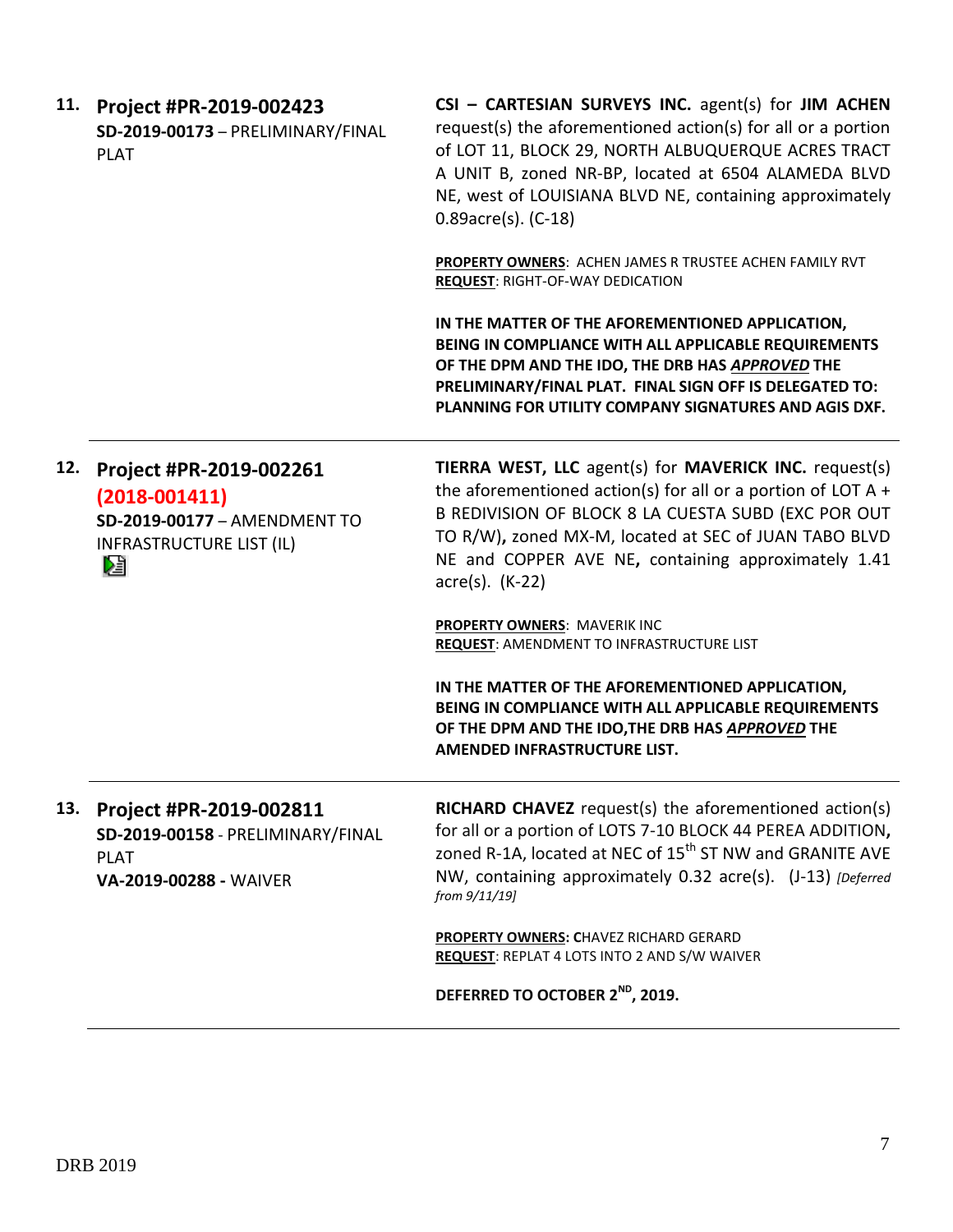**11. Project #PR-2019-002423**
**SD-2019-00173** – PRELIMINARY/FINAL PLAT

**CSI – CARTESIAN SURVEYS INC.** agent(s) for **JIM ACHEN** request(s) the aforementioned action(s) for all or a portion of LOT 11, BLOCK 29, NORTH ALBUQUERQUE ACRES TRACT A UNIT B, zoned NR-BP, located at 6504 ALAMEDA BLVD NE, west of LOUISIANA BLVD NE, containing approximately 0.89acre(s). (C-18)

**PROPERTY OWNERS**: ACHEN JAMES R TRUSTEE ACHEN FAMILY RVT
**REQUEST**: RIGHT-OF-WAY DEDICATION

**IN THE MATTER OF THE AFOREMENTIONED APPLICATION, BEING IN COMPLIANCE WITH ALL APPLICABLE REQUIREMENTS OF THE DPM AND THE IDO, THE DRB HAS *APPROVED* THE PRELIMINARY/FINAL PLAT. FINAL SIGN OFF IS DELEGATED TO: PLANNING FOR UTILITY COMPANY SIGNATURES AND AGIS DXF.**

---

**12. Project #PR-2019-002261**
**(2018-001411)**
**SD-2019-00177** – AMENDMENT TO INFRASTRUCTURE LIST (IL)

**TIERRA WEST, LLC** agent(s) for **MAVERICK INC.** request(s) the aforementioned action(s) for all or a portion of LOT A + B REDIVISION OF BLOCK 8 LA CUESTA SUBD (EXC POR OUT TO R/W)**,** zoned MX-M, located at SEC of JUAN TABO BLVD NE and COPPER AVE NE**,** containing approximately 1.41 acre(s). (K-22)

**PROPERTY OWNERS**: MAVERIK INC
**REQUEST**: AMENDMENT TO INFRASTRUCTURE LIST

**IN THE MATTER OF THE AFOREMENTIONED APPLICATION, BEING IN COMPLIANCE WITH ALL APPLICABLE REQUIREMENTS OF THE DPM AND THE IDO,THE DRB HAS *APPROVED* THE AMENDED INFRASTRUCTURE LIST.**

---

**13. Project #PR-2019-002811**
**SD-2019-00158** - PRELIMINARY/FINAL PLAT
**VA-2019-00288 -** WAIVER

**RICHARD CHAVEZ** request(s) the aforementioned action(s) for all or a portion of LOTS 7-10 BLOCK 44 PEREA ADDITION**,** zoned R-1A, located at NEC of 15th ST NW and GRANITE AVE NW, containing approximately 0.32 acre(s). (J-13) *[Deferred from 9/11/19]*

**PROPERTY OWNERS: C**HAVEZ RICHARD GERARD
**REQUEST**: REPLAT 4 LOTS INTO 2 AND S/W WAIVER

**DEFERRED TO OCTOBER 2ND, 2019.**

---

DRB 2019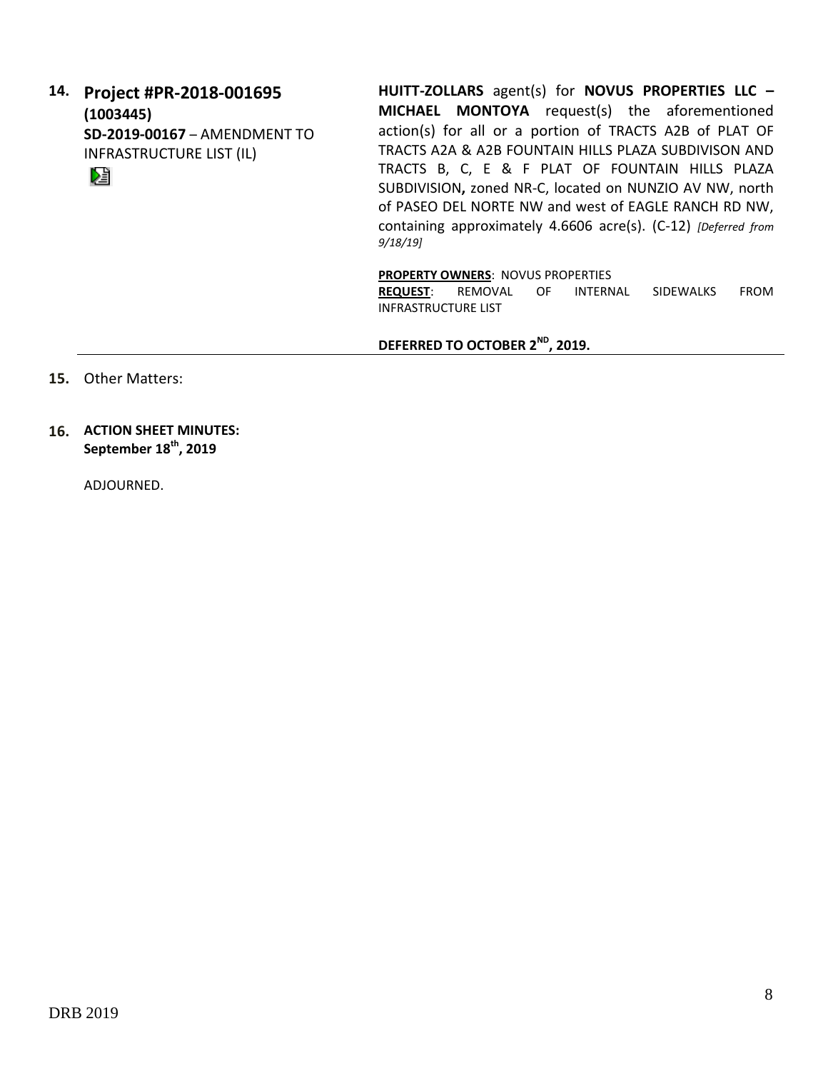**14. Project #PR-2018-001695**
**(1003445)**
**SD-2019-00167** – AMENDMENT TO INFRASTRUCTURE LIST (IL)

**HUITT-ZOLLARS** agent(s) for **NOVUS PROPERTIES LLC – MICHAEL MONTOYA** request(s) the aforementioned action(s) for all or a portion of TRACTS A2B of PLAT OF TRACTS A2A & A2B FOUNTAIN HILLS PLAZA SUBDIVISON AND TRACTS B, C, E & F PLAT OF FOUNTAIN HILLS PLAZA SUBDIVISION**,** zoned NR-C, located on NUNZIO AV NW, north of PASEO DEL NORTE NW and west of EAGLE RANCH RD NW, containing approximately 4.6606 acre(s). (C-12) *[Deferred from 9/18/19]*

**PROPERTY OWNERS**: NOVUS PROPERTIES
**REQUEST**: REMOVAL OF INTERNAL SIDEWALKS FROM INFRASTRUCTURE LIST

**DEFERRED TO OCTOBER 2ND, 2019.**

---

**15.** Other Matters:

**16. ACTION SHEET MINUTES:**
**September 18th, 2019**

ADJOURNED.